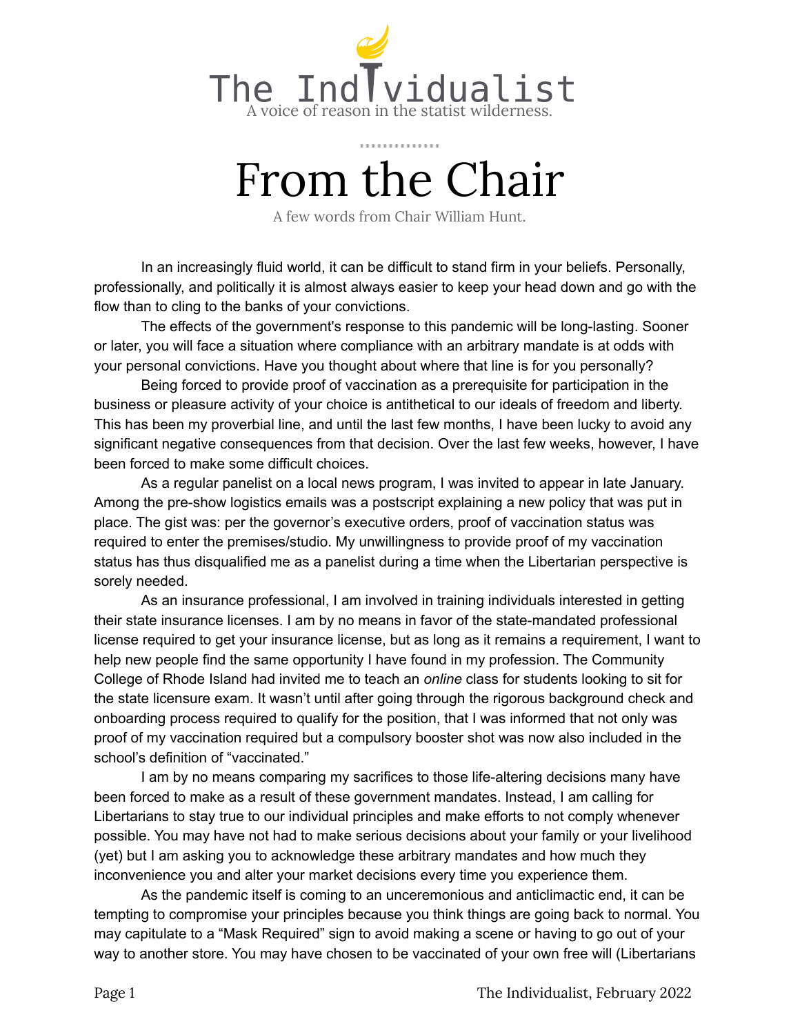The Individualist

A voice of reason in the statist wilderness.

# From the Chair

A few words from Chair William Hunt.

In an increasingly fluid world, it can be difficult to stand firm in your beliefs. Personally, professionally, and politically it is almost always easier to keep your head down and go with the flow than to cling to the banks of your convictions.

The effects of the government's response to this pandemic will be long-lasting. Sooner or later, you will face a situation where compliance with an arbitrary mandate is at odds with your personal convictions. Have you thought about where that line is for you personally?

Being forced to provide proof of vaccination as a prerequisite for participation in the business or pleasure activity of your choice is antithetical to our ideals of freedom and liberty. This has been my proverbial line, and until the last few months, I have been lucky to avoid any significant negative consequences from that decision. Over the last few weeks, however, I have been forced to make some difficult choices.

As a regular panelist on a local news program, I was invited to appear in late January. Among the pre-show logistics emails was a postscript explaining a new policy that was put in place. The gist was: per the governor's executive orders, proof of vaccination status was required to enter the premises/studio. My unwillingness to provide proof of my vaccination status has thus disqualified me as a panelist during a time when the Libertarian perspective is sorely needed.

As an insurance professional, I am involved in training individuals interested in getting their state insurance licenses. I am by no means in favor of the state-mandated professional license required to get your insurance license, but as long as it remains a requirement, I want to help new people find the same opportunity I have found in my profession. The Community College of Rhode Island had invited me to teach an *online* class for students looking to sit for the state licensure exam. It wasn't until after going through the rigorous background check and onboarding process required to qualify for the position, that I was informed that not only was proof of my vaccination required but a compulsory booster shot was now also included in the school's definition of "vaccinated."

I am by no means comparing my sacrifices to those life-altering decisions many have been forced to make as a result of these government mandates. Instead, I am calling for Libertarians to stay true to our individual principles and make efforts to not comply whenever possible. You may have not had to make serious decisions about your family or your livelihood (yet) but I am asking you to acknowledge these arbitrary mandates and how much they inconvenience you and alter your market decisions every time you experience them.

As the pandemic itself is coming to an unceremonious and anticlimactic end, it can be tempting to compromise your principles because you think things are going back to normal. You may capitulate to a "Mask Required" sign to avoid making a scene or having to go out of your way to another store. You may have chosen to be vaccinated of your own free will (Libertarians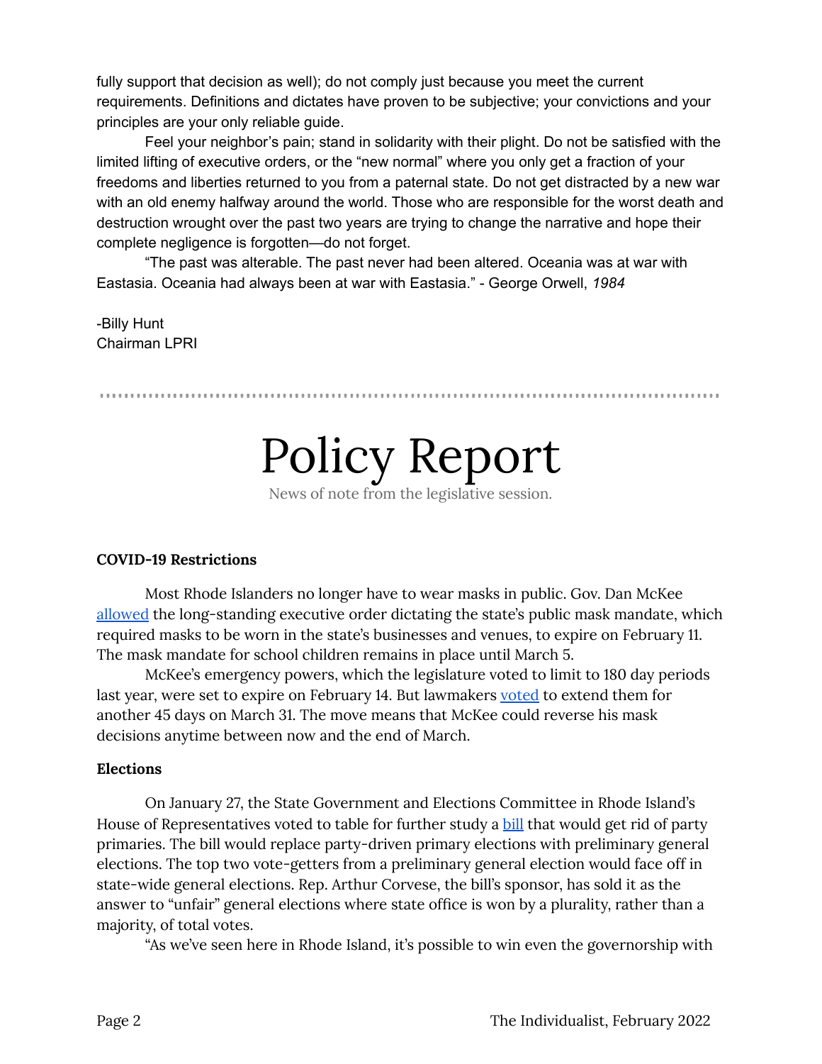fully support that decision as well); do not comply just because you meet the current requirements. Definitions and dictates have proven to be subjective; your convictions and your principles are your only reliable guide.

Feel your neighbor's pain; stand in solidarity with their plight. Do not be satisfied with the limited lifting of executive orders, or the "new normal" where you only get a fraction of your freedoms and liberties returned to you from a paternal state. Do not get distracted by a new war with an old enemy halfway around the world. Those who are responsible for the worst death and destruction wrought over the past two years are trying to change the narrative and hope their complete negligence is forgotten—do not forget.

"The past was alterable. The past never had been altered. Oceania was at war with Eastasia. Oceania had always been at war with Eastasia." - George Orwell, *1984*

-Billy Hunt
Chairman LPRI

---

# Policy Report

News of note from the legislative session.

**COVID-19 Restrictions**

Most Rhode Islanders no longer have to wear masks in public. Gov. Dan McKee allowed the long-standing executive order dictating the state's public mask mandate, which required masks to be worn in the state's businesses and venues, to expire on February 11. The mask mandate for school children remains in place until March 5.

McKee's emergency powers, which the legislature voted to limit to 180 day periods last year, were set to expire on February 14. But lawmakers voted to extend them for another 45 days on March 31. The move means that McKee could reverse his mask decisions anytime between now and the end of March.

**Elections**

On January 27, the State Government and Elections Committee in Rhode Island's House of Representatives voted to table for further study a bill that would get rid of party primaries. The bill would replace party-driven primary elections with preliminary general elections. The top two vote-getters from a preliminary general election would face off in state-wide general elections. Rep. Arthur Corvese, the bill's sponsor, has sold it as the answer to "unfair" general elections where state office is won by a plurality, rather than a majority, of total votes.

"As we've seen here in Rhode Island, it's possible to win even the governorship with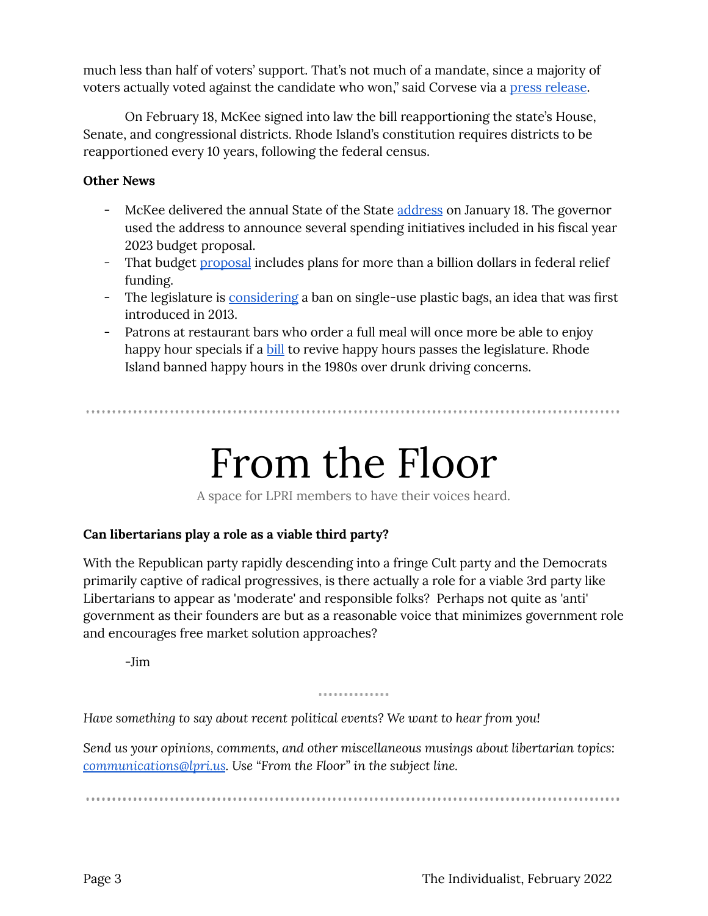much less than half of voters' support. That's not much of a mandate, since a majority of voters actually voted against the candidate who won," said Corvese via a press release.

On February 18, McKee signed into law the bill reapportioning the state's House, Senate, and congressional districts. Rhode Island's constitution requires districts to be reapportioned every 10 years, following the federal census.

**Other News**

- McKee delivered the annual State of the State address on January 18. The governor used the address to announce several spending initiatives included in his fiscal year 2023 budget proposal.
- That budget proposal includes plans for more than a billion dollars in federal relief funding.
- The legislature is considering a ban on single-use plastic bags, an idea that was first introduced in 2013.
- Patrons at restaurant bars who order a full meal will once more be able to enjoy happy hour specials if a bill to revive happy hours passes the legislature. Rhode Island banned happy hours in the 1980s over drunk driving concerns.

---

# From the Floor

A space for LPRI members to have their voices heard.

**Can libertarians play a role as a viable third party?**

With the Republican party rapidly descending into a fringe Cult party and the Democrats primarily captive of radical progressives, is there actually a role for a viable 3rd party like Libertarians to appear as 'moderate' and responsible folks? Perhaps not quite as 'anti' government as their founders are but as a reasonable voice that minimizes government role and encourages free market solution approaches?

-Jim

*Have something to say about recent political events? We want to hear from you!*

*Send us your opinions, comments, and other miscellaneous musings about libertarian topics: communications@lpri.us. Use "From the Floor" in the subject line.*

---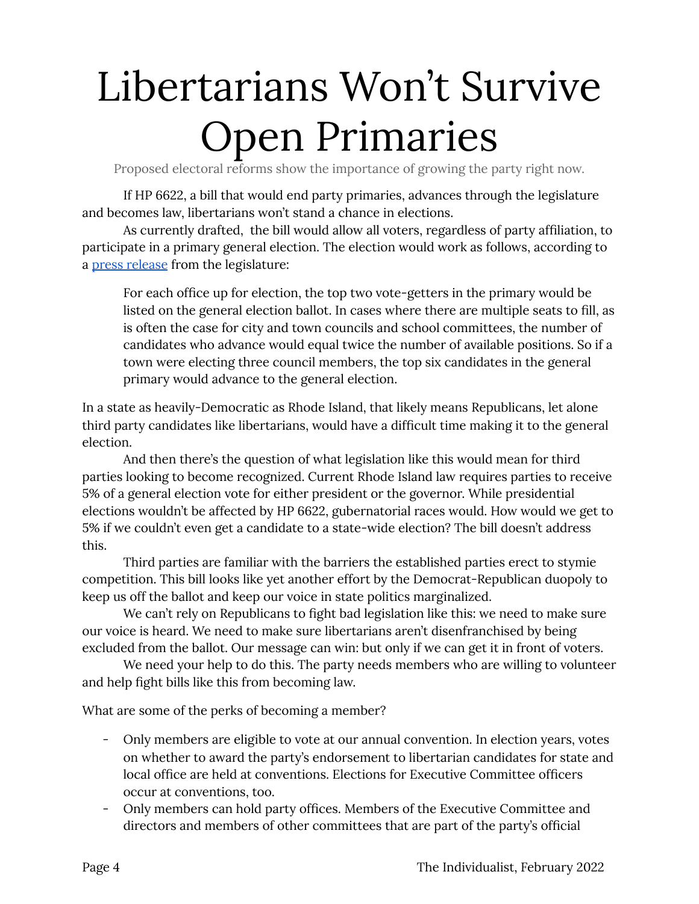# Libertarians Won't Survive Open Primaries

Proposed electoral reforms show the importance of growing the party right now.

If HP 6622, a bill that would end party primaries, advances through the legislature and becomes law, libertarians won't stand a chance in elections.

As currently drafted, the bill would allow all voters, regardless of party affiliation, to participate in a primary general election. The election would work as follows, according to a [press release](press release) from the legislature:

> For each office up for election, the top two vote-getters in the primary would be listed on the general election ballot. In cases where there are multiple seats to fill, as is often the case for city and town councils and school committees, the number of candidates who advance would equal twice the number of available positions. So if a town were electing three council members, the top six candidates in the general primary would advance to the general election.

In a state as heavily-Democratic as Rhode Island, that likely means Republicans, let alone third party candidates like libertarians, would have a difficult time making it to the general election.

And then there's the question of what legislation like this would mean for third parties looking to become recognized. Current Rhode Island law requires parties to receive 5% of a general election vote for either president or the governor. While presidential elections wouldn't be affected by HP 6622, gubernatorial races would. How would we get to 5% if we couldn't even get a candidate to a state-wide election? The bill doesn't address this.

Third parties are familiar with the barriers the established parties erect to stymie competition. This bill looks like yet another effort by the Democrat-Republican duopoly to keep us off the ballot and keep our voice in state politics marginalized.

We can't rely on Republicans to fight bad legislation like this: we need to make sure our voice is heard. We need to make sure libertarians aren't disenfranchised by being excluded from the ballot. Our message can win: but only if we can get it in front of voters.

We need your help to do this. The party needs members who are willing to volunteer and help fight bills like this from becoming law.

What are some of the perks of becoming a member?

- Only members are eligible to vote at our annual convention. In election years, votes on whether to award the party's endorsement to libertarian candidates for state and local office are held at conventions. Elections for Executive Committee officers occur at conventions, too.
- Only members can hold party offices. Members of the Executive Committee and directors and members of other committees that are part of the party's official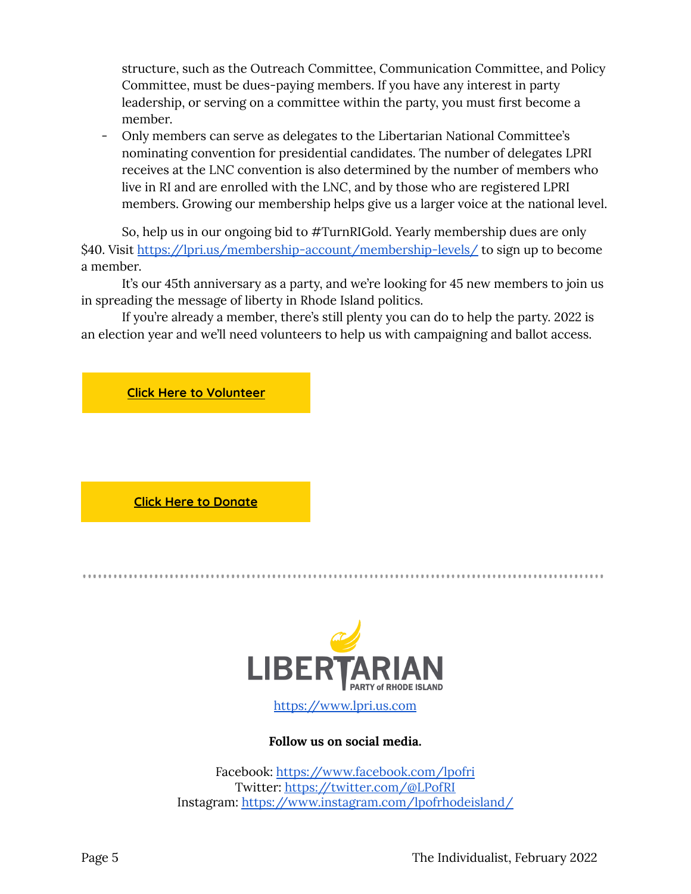structure, such as the Outreach Committee, Communication Committee, and Policy Committee, must be dues-paying members. If you have any interest in party leadership, or serving on a committee within the party, you must first become a member.

- Only members can serve as delegates to the Libertarian National Committee's nominating convention for presidential candidates. The number of delegates LPRI receives at the LNC convention is also determined by the number of members who live in RI and are enrolled with the LNC, and by those who are registered LPRI members. Growing our membership helps give us a larger voice at the national level.

So, help us in our ongoing bid to #TurnRIGold. Yearly membership dues are only $40. Visit https://lpri.us/membership-account/membership-levels/ to sign up to become a member.

It's our 45th anniversary as a party, and we're looking for 45 new members to join us in spreading the message of liberty in Rhode Island politics.

If you're already a member, there's still plenty you can do to help the party. 2022 is an election year and we'll need volunteers to help us with campaigning and ballot access.

**Click Here to Volunteer**

**Click Here to Donate**

LIBERTARIAN
PARTY of RHODE ISLAND

https://www.lpri.us.com

**Follow us on social media.**

Facebook: https://www.facebook.com/lpofri
Twitter: https://twitter.com/@LPofRI
Instagram: https://www.instagram.com/lpofrhodeisland/